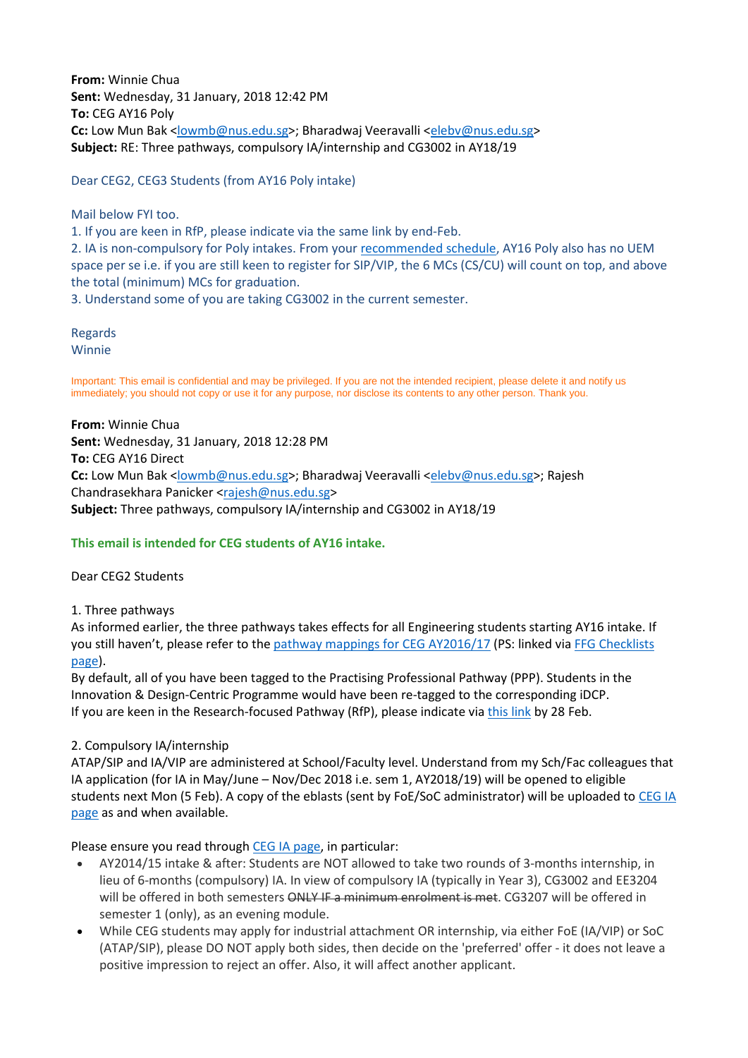**From:** Winnie Chua
**Sent:** Wednesday, 31 January, 2018 12:42 PM
**To:** CEG AY16 Poly
**Cc:** Low Mun Bak <lowmb@nus.edu.sg>; Bharadwaj Veeravalli <elebv@nus.edu.sg>
**Subject:** RE: Three pathways, compulsory IA/internship and CG3002 in AY18/19

Dear CEG2, CEG3 Students (from AY16 Poly intake)

Mail below FYI too.
1. If you are keen in RfP, please indicate via the same link by end-Feb.
2. IA is non-compulsory for Poly intakes. From your recommended schedule, AY16 Poly also has no UEM space per se i.e. if you are still keen to register for SIP/VIP, the 6 MCs (CS/CU) will count on top, and above the total (minimum) MCs for graduation.
3. Understand some of you are taking CG3002 in the current semester.

Regards
Winnie

Important: This email is confidential and may be privileged. If you are not the intended recipient, please delete it and notify us immediately; you should not copy or use it for any purpose, nor disclose its contents to any other person. Thank you.

**From:** Winnie Chua
**Sent:** Wednesday, 31 January, 2018 12:28 PM
**To:** CEG AY16 Direct
**Cc:** Low Mun Bak <lowmb@nus.edu.sg>; Bharadwaj Veeravalli <elebv@nus.edu.sg>; Rajesh Chandrasekhara Panicker <rajesh@nus.edu.sg>
**Subject:** Three pathways, compulsory IA/internship and CG3002 in AY18/19

**This email is intended for CEG students of AY16 intake.**

Dear CEG2 Students

1. Three pathways
As informed earlier, the three pathways takes effects for all Engineering students starting AY16 intake. If you still haven't, please refer to the pathway mappings for CEG AY2016/17 (PS: linked via FFG Checklists page).
By default, all of you have been tagged to the Practising Professional Pathway (PPP). Students in the Innovation & Design-Centric Programme would have been re-tagged to the corresponding iDCP.
If you are keen in the Research-focused Pathway (RfP), please indicate via this link by 28 Feb.

2. Compulsory IA/internship
ATAP/SIP and IA/VIP are administered at School/Faculty level. Understand from my Sch/Fac colleagues that IA application (for IA in May/June – Nov/Dec 2018 i.e. sem 1, AY2018/19) will be opened to eligible students next Mon (5 Feb). A copy of the eblasts (sent by FoE/SoC administrator) will be uploaded to CEG IA page as and when available.

Please ensure you read through CEG IA page, in particular:

- AY2014/15 intake & after: Students are NOT allowed to take two rounds of 3-months internship, in lieu of 6-months (compulsory) IA. In view of compulsory IA (typically in Year 3), CG3002 and EE3204 will be offered in both semesters ~~ONLY IF a minimum enrolment is met~~. CG3207 will be offered in semester 1 (only), as an evening module.
- While CEG students may apply for industrial attachment OR internship, via either FoE (IA/VIP) or SoC (ATAP/SIP), please DO NOT apply both sides, then decide on the 'preferred' offer - it does not leave a positive impression to reject an offer. Also, it will affect another applicant.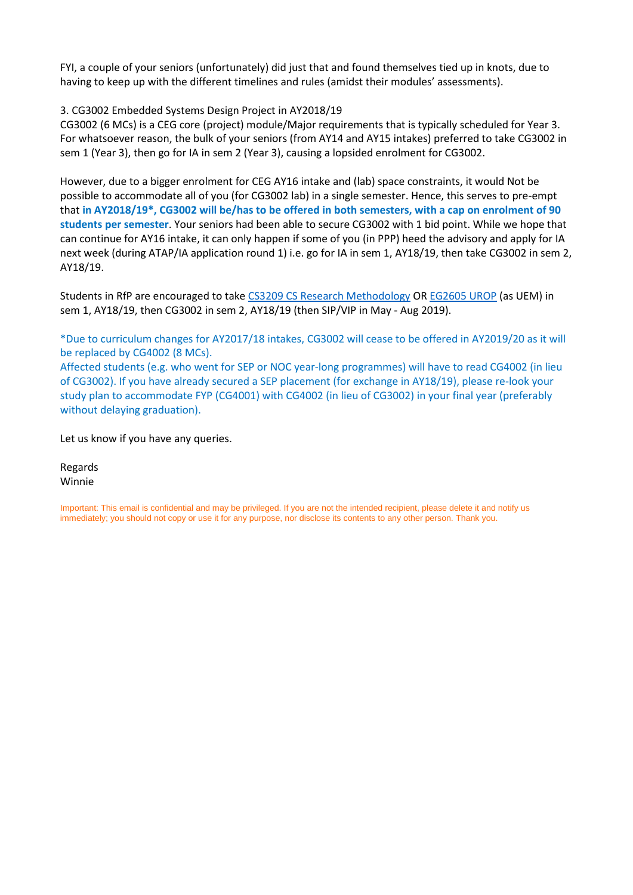FYI, a couple of your seniors (unfortunately) did just that and found themselves tied up in knots, due to having to keep up with the different timelines and rules (amidst their modules' assessments).

3. CG3002 Embedded Systems Design Project in AY2018/19

CG3002 (6 MCs) is a CEG core (project) module/Major requirements that is typically scheduled for Year 3. For whatsoever reason, the bulk of your seniors (from AY14 and AY15 intakes) preferred to take CG3002 in sem 1 (Year 3), then go for IA in sem 2 (Year 3), causing a lopsided enrolment for CG3002.

However, due to a bigger enrolment for CEG AY16 intake and (lab) space constraints, it would Not be possible to accommodate all of you (for CG3002 lab) in a single semester. Hence, this serves to pre-empt that **in AY2018/19*, CG3002 will be/has to be offered in both semesters, with a cap on enrolment of 90 students per semester**. Your seniors had been able to secure CG3002 with 1 bid point. While we hope that can continue for AY16 intake, it can only happen if some of you (in PPP) heed the advisory and apply for IA next week (during ATAP/IA application round 1) i.e. go for IA in sem 1, AY18/19, then take CG3002 in sem 2, AY18/19.

Students in RfP are encouraged to take CS3209 CS Research Methodology OR EG2605 UROP (as UEM) in sem 1, AY18/19, then CG3002 in sem 2, AY18/19 (then SIP/VIP in May - Aug 2019).

*Due to curriculum changes for AY2017/18 intakes, CG3002 will cease to be offered in AY2019/20 as it will be replaced by CG4002 (8 MCs).
Affected students (e.g. who went for SEP or NOC year-long programmes) will have to read CG4002 (in lieu of CG3002). If you have already secured a SEP placement (for exchange in AY18/19), please re-look your study plan to accommodate FYP (CG4001) with CG4002 (in lieu of CG3002) in your final year (preferably without delaying graduation).

Let us know if you have any queries.

Regards
Winnie

Important: This email is confidential and may be privileged. If you are not the intended recipient, please delete it and notify us immediately; you should not copy or use it for any purpose, nor disclose its contents to any other person. Thank you.